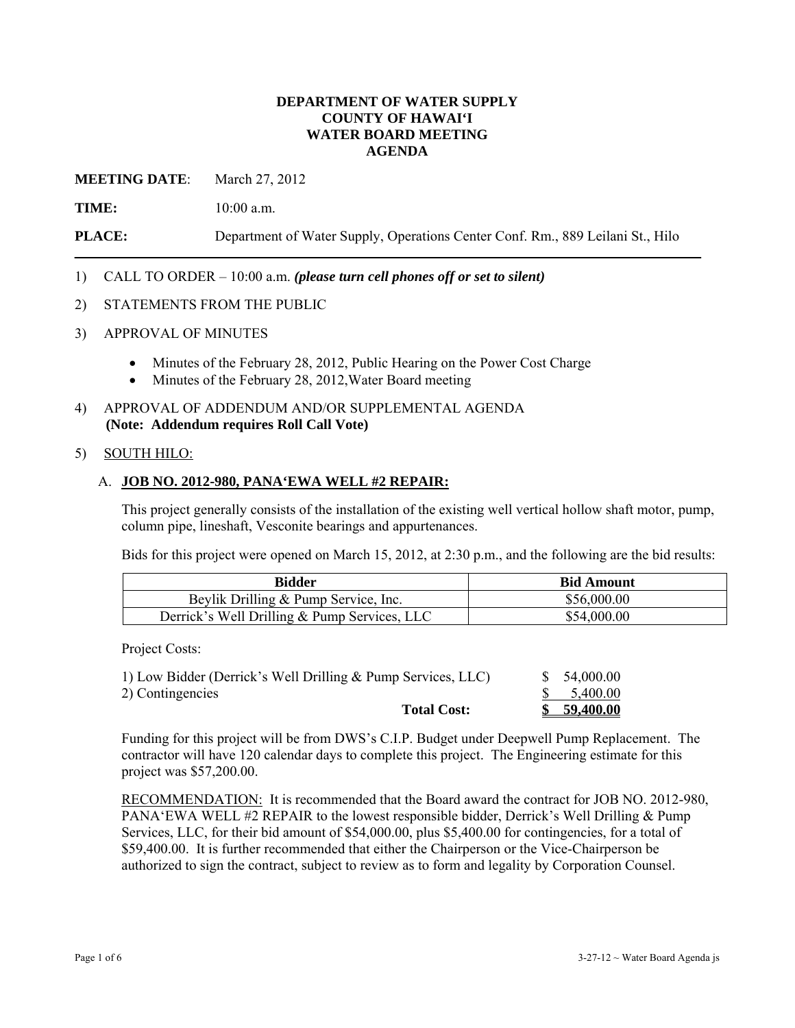# DEPARTMENT OF WATER SUPPLY
# COUNTY OF HAWAIʻI
# WATER BOARD MEETING
# AGENDA

**MEETING DATE**: March 27, 2012

**TIME:** 10:00 a.m.

**PLACE:** Department of Water Supply, Operations Center Conf. Rm., 889 Leilani St., Hilo

---

1) CALL TO ORDER – 10:00 a.m. ***(please turn cell phones off or set to silent)***

2) STATEMENTS FROM THE PUBLIC

3) APPROVAL OF MINUTES

   - Minutes of the February 28, 2012, Public Hearing on the Power Cost Charge
   - Minutes of the February 28, 2012,Water Board meeting

4) APPROVAL OF ADDENDUM AND/OR SUPPLEMENTAL AGENDA
   **(Note: Addendum requires Roll Call Vote)**

5) SOUTH HILO:

   A. **JOB NO. 2012-980, PANAʻEWA WELL #2 REPAIR:**

   This project generally consists of the installation of the existing well vertical hollow shaft motor, pump, column pipe, lineshaft, Vesconite bearings and appurtenances.

   Bids for this project were opened on March 15, 2012, at 2:30 p.m., and the following are the bid results:

| Bidder | Bid Amount |
|---|---|
| Beylik Drilling & Pump Service, Inc. | $56,000.00 |
| Derrick's Well Drilling & Pump Services, LLC | $54,000.00 |

   Project Costs:

| | |
|---|---|
| 1) Low Bidder (Derrick's Well Drilling & Pump Services, LLC) | $ 54,000.00 |
| 2) Contingencies | $ 5,400.00 |
| **Total Cost:** | **$ 59,400.00** |

   Funding for this project will be from DWS's C.I.P. Budget under Deepwell Pump Replacement. The contractor will have 120 calendar days to complete this project. The Engineering estimate for this project was $57,200.00.

   RECOMMENDATION: It is recommended that the Board award the contract for JOB NO. 2012-980, PANAʻEWA WELL #2 REPAIR to the lowest responsible bidder, Derrick's Well Drilling & Pump Services, LLC, for their bid amount of $54,000.00, plus $5,400.00 for contingencies, for a total of $59,400.00. It is further recommended that either the Chairperson or the Vice-Chairperson be authorized to sign the contract, subject to review as to form and legality by Corporation Counsel.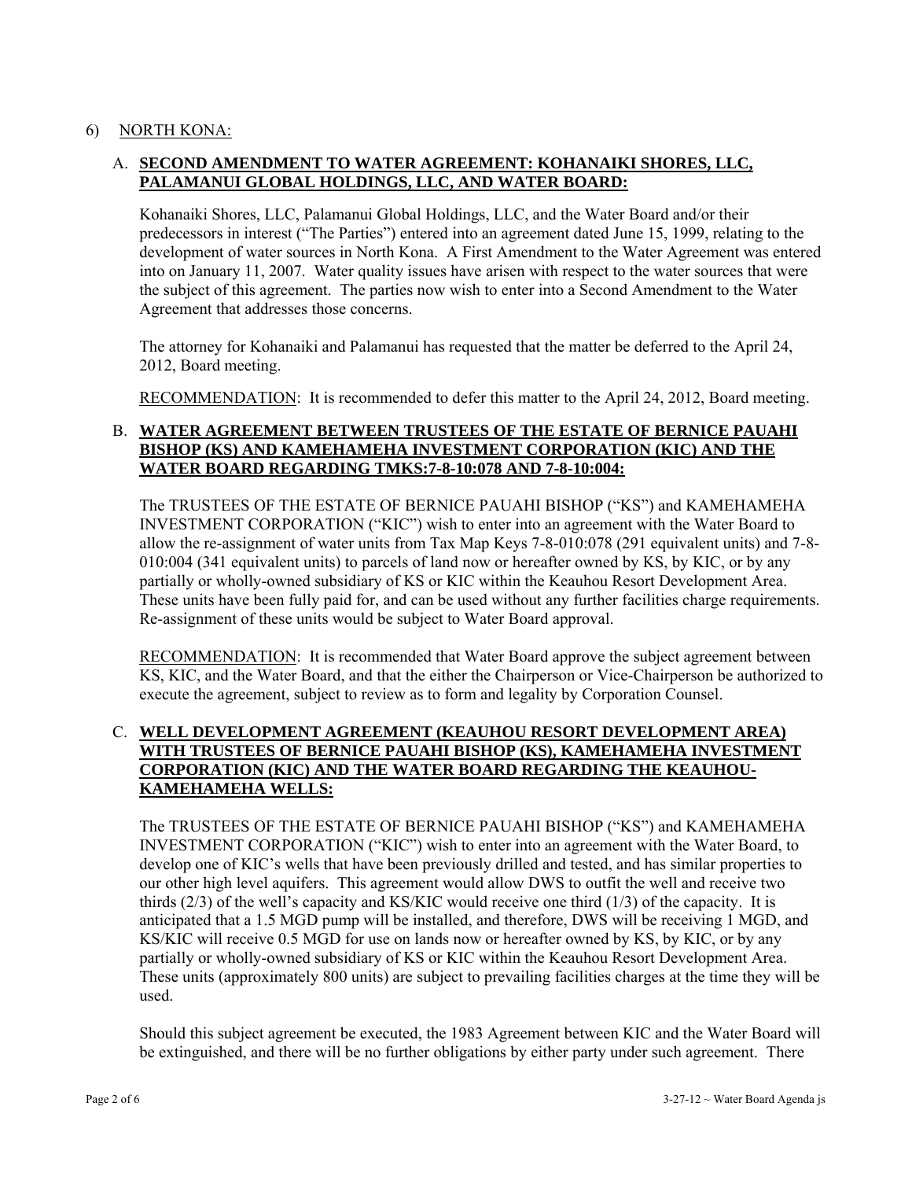6) NORTH KONA:

A. **SECOND AMENDMENT TO WATER AGREEMENT: KOHANAIKI SHORES, LLC, PALAMANUI GLOBAL HOLDINGS, LLC, AND WATER BOARD:**

Kohanaiki Shores, LLC, Palamanui Global Holdings, LLC, and the Water Board and/or their predecessors in interest ("The Parties") entered into an agreement dated June 15, 1999, relating to the development of water sources in North Kona. A First Amendment to the Water Agreement was entered into on January 11, 2007. Water quality issues have arisen with respect to the water sources that were the subject of this agreement. The parties now wish to enter into a Second Amendment to the Water Agreement that addresses those concerns.

The attorney for Kohanaiki and Palamanui has requested that the matter be deferred to the April 24, 2012, Board meeting.

RECOMMENDATION: It is recommended to defer this matter to the April 24, 2012, Board meeting.

B. **WATER AGREEMENT BETWEEN TRUSTEES OF THE ESTATE OF BERNICE PAUAHI BISHOP (KS) AND KAMEHAMEHA INVESTMENT CORPORATION (KIC) AND THE WATER BOARD REGARDING TMKS:7-8-10:078 AND 7-8-10:004:**

The TRUSTEES OF THE ESTATE OF BERNICE PAUAHI BISHOP ("KS") and KAMEHAMEHA INVESTMENT CORPORATION ("KIC") wish to enter into an agreement with the Water Board to allow the re-assignment of water units from Tax Map Keys 7-8-010:078 (291 equivalent units) and 7-8-010:004 (341 equivalent units) to parcels of land now or hereafter owned by KS, by KIC, or by any partially or wholly-owned subsidiary of KS or KIC within the Keauhou Resort Development Area. These units have been fully paid for, and can be used without any further facilities charge requirements. Re-assignment of these units would be subject to Water Board approval.

RECOMMENDATION: It is recommended that Water Board approve the subject agreement between KS, KIC, and the Water Board, and that the either the Chairperson or Vice-Chairperson be authorized to execute the agreement, subject to review as to form and legality by Corporation Counsel.

C. **WELL DEVELOPMENT AGREEMENT (KEAUHOU RESORT DEVELOPMENT AREA) WITH TRUSTEES OF BERNICE PAUAHI BISHOP (KS), KAMEHAMEHA INVESTMENT CORPORATION (KIC) AND THE WATER BOARD REGARDING THE KEAUHOU-KAMEHAMEHA WELLS:**

The TRUSTEES OF THE ESTATE OF BERNICE PAUAHI BISHOP ("KS") and KAMEHAMEHA INVESTMENT CORPORATION ("KIC") wish to enter into an agreement with the Water Board, to develop one of KIC's wells that have been previously drilled and tested, and has similar properties to our other high level aquifers. This agreement would allow DWS to outfit the well and receive two thirds (2/3) of the well's capacity and KS/KIC would receive one third (1/3) of the capacity. It is anticipated that a 1.5 MGD pump will be installed, and therefore, DWS will be receiving 1 MGD, and KS/KIC will receive 0.5 MGD for use on lands now or hereafter owned by KS, by KIC, or by any partially or wholly-owned subsidiary of KS or KIC within the Keauhou Resort Development Area. These units (approximately 800 units) are subject to prevailing facilities charges at the time they will be used.

Should this subject agreement be executed, the 1983 Agreement between KIC and the Water Board will be extinguished, and there will be no further obligations by either party under such agreement. There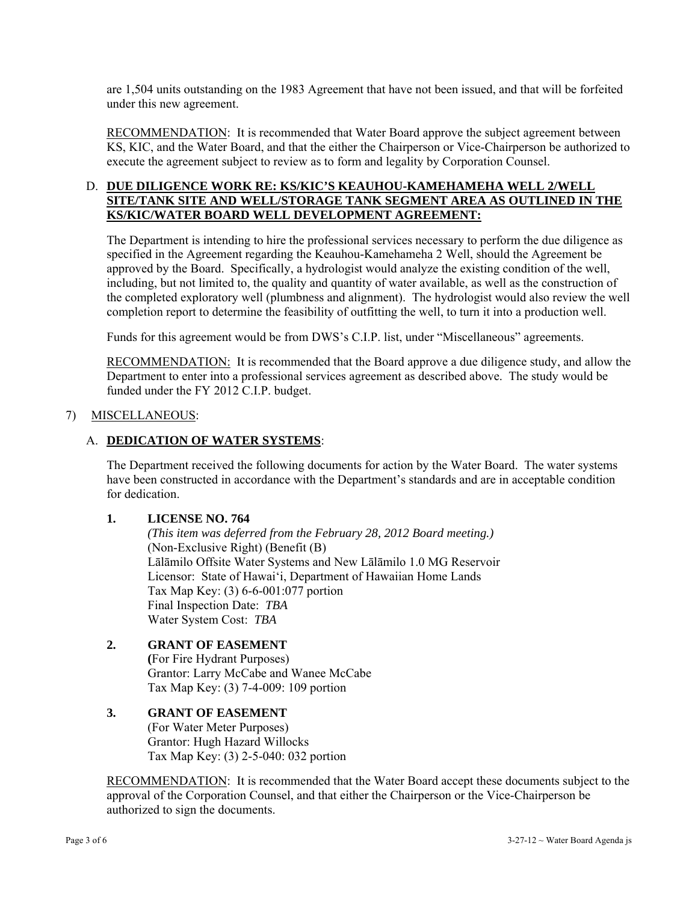are 1,504 units outstanding on the 1983 Agreement that have not been issued, and that will be forfeited under this new agreement.

RECOMMENDATION: It is recommended that Water Board approve the subject agreement between KS, KIC, and the Water Board, and that the either the Chairperson or Vice-Chairperson be authorized to execute the agreement subject to review as to form and legality by Corporation Counsel.

D. **DUE DILIGENCE WORK RE: KS/KIC'S KEAUHOU-KAMEHAMEHA WELL 2/WELL SITE/TANK SITE AND WELL/STORAGE TANK SEGMENT AREA AS OUTLINED IN THE KS/KIC/WATER BOARD WELL DEVELOPMENT AGREEMENT:**

The Department is intending to hire the professional services necessary to perform the due diligence as specified in the Agreement regarding the Keauhou-Kamehameha 2 Well, should the Agreement be approved by the Board. Specifically, a hydrologist would analyze the existing condition of the well, including, but not limited to, the quality and quantity of water available, as well as the construction of the completed exploratory well (plumbness and alignment). The hydrologist would also review the well completion report to determine the feasibility of outfitting the well, to turn it into a production well.

Funds for this agreement would be from DWS's C.I.P. list, under "Miscellaneous" agreements.

RECOMMENDATION: It is recommended that the Board approve a due diligence study, and allow the Department to enter into a professional services agreement as described above. The study would be funded under the FY 2012 C.I.P. budget.

7) MISCELLANEOUS:

A. **DEDICATION OF WATER SYSTEMS**:

The Department received the following documents for action by the Water Board. The water systems have been constructed in accordance with the Department's standards and are in acceptable condition for dedication.

**1. LICENSE NO. 764**
*(This item was deferred from the February 28, 2012 Board meeting.)*
(Non-Exclusive Right) (Benefit (B)
Lālāmilo Offsite Water Systems and New Lālāmilo 1.0 MG Reservoir
Licensor: State of Hawai'i, Department of Hawaiian Home Lands
Tax Map Key: (3) 6-6-001:077 portion
Final Inspection Date: *TBA*
Water System Cost: *TBA*

**2. GRANT OF EASEMENT**
**(**For Fire Hydrant Purposes)
Grantor: Larry McCabe and Wanee McCabe
Tax Map Key: (3) 7-4-009: 109 portion

**3. GRANT OF EASEMENT**
(For Water Meter Purposes)
Grantor: Hugh Hazard Willocks
Tax Map Key: (3) 2-5-040: 032 portion

RECOMMENDATION: It is recommended that the Water Board accept these documents subject to the approval of the Corporation Counsel, and that either the Chairperson or the Vice-Chairperson be authorized to sign the documents.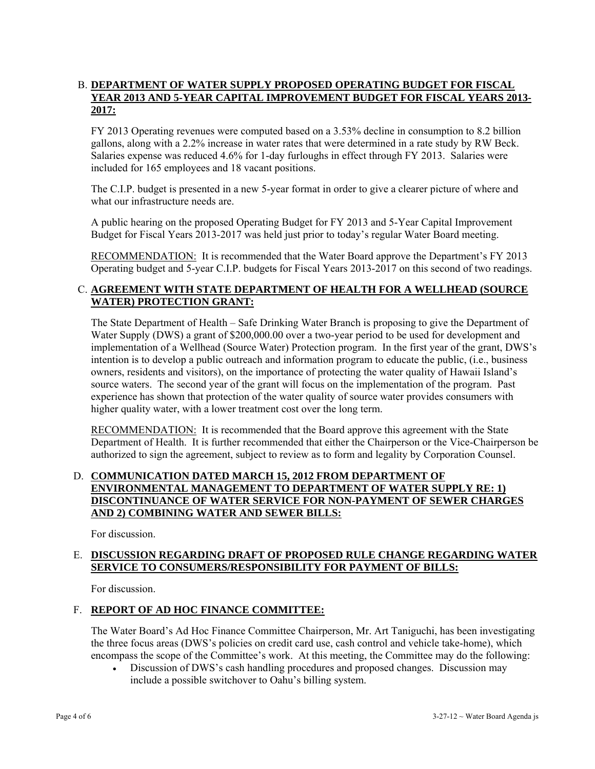B. **DEPARTMENT OF WATER SUPPLY PROPOSED OPERATING BUDGET FOR FISCAL YEAR 2013 AND 5-YEAR CAPITAL IMPROVEMENT BUDGET FOR FISCAL YEARS 2013-2017:**

FY 2013 Operating revenues were computed based on a 3.53% decline in consumption to 8.2 billion gallons, along with a 2.2% increase in water rates that were determined in a rate study by RW Beck. Salaries expense was reduced 4.6% for 1-day furloughs in effect through FY 2013. Salaries were included for 165 employees and 18 vacant positions.

The C.I.P. budget is presented in a new 5-year format in order to give a clearer picture of where and what our infrastructure needs are.

A public hearing on the proposed Operating Budget for FY 2013 and 5-Year Capital Improvement Budget for Fiscal Years 2013-2017 was held just prior to today's regular Water Board meeting.

RECOMMENDATION: It is recommended that the Water Board approve the Department's FY 2013 Operating budget and 5-year C.I.P. budgets for Fiscal Years 2013-2017 on this second of two readings.

C. **AGREEMENT WITH STATE DEPARTMENT OF HEALTH FOR A WELLHEAD (SOURCE WATER) PROTECTION GRANT:**

The State Department of Health – Safe Drinking Water Branch is proposing to give the Department of Water Supply (DWS) a grant of $200,000.00 over a two-year period to be used for development and implementation of a Wellhead (Source Water) Protection program. In the first year of the grant, DWS's intention is to develop a public outreach and information program to educate the public, (i.e., business owners, residents and visitors), on the importance of protecting the water quality of Hawaii Island's source waters. The second year of the grant will focus on the implementation of the program. Past experience has shown that protection of the water quality of source water provides consumers with higher quality water, with a lower treatment cost over the long term.

RECOMMENDATION: It is recommended that the Board approve this agreement with the State Department of Health. It is further recommended that either the Chairperson or the Vice-Chairperson be authorized to sign the agreement, subject to review as to form and legality by Corporation Counsel.

D. **COMMUNICATION DATED MARCH 15, 2012 FROM DEPARTMENT OF ENVIRONMENTAL MANAGEMENT TO DEPARTMENT OF WATER SUPPLY RE: 1) DISCONTINUANCE OF WATER SERVICE FOR NON-PAYMENT OF SEWER CHARGES AND 2) COMBINING WATER AND SEWER BILLS:**

For discussion.

E. **DISCUSSION REGARDING DRAFT OF PROPOSED RULE CHANGE REGARDING WATER SERVICE TO CONSUMERS/RESPONSIBILITY FOR PAYMENT OF BILLS:**

For discussion.

F. **REPORT OF AD HOC FINANCE COMMITTEE:**

The Water Board's Ad Hoc Finance Committee Chairperson, Mr. Art Taniguchi, has been investigating the three focus areas (DWS's policies on credit card use, cash control and vehicle take-home), which encompass the scope of the Committee's work. At this meeting, the Committee may do the following:

- Discussion of DWS's cash handling procedures and proposed changes. Discussion may include a possible switchover to Oahu's billing system.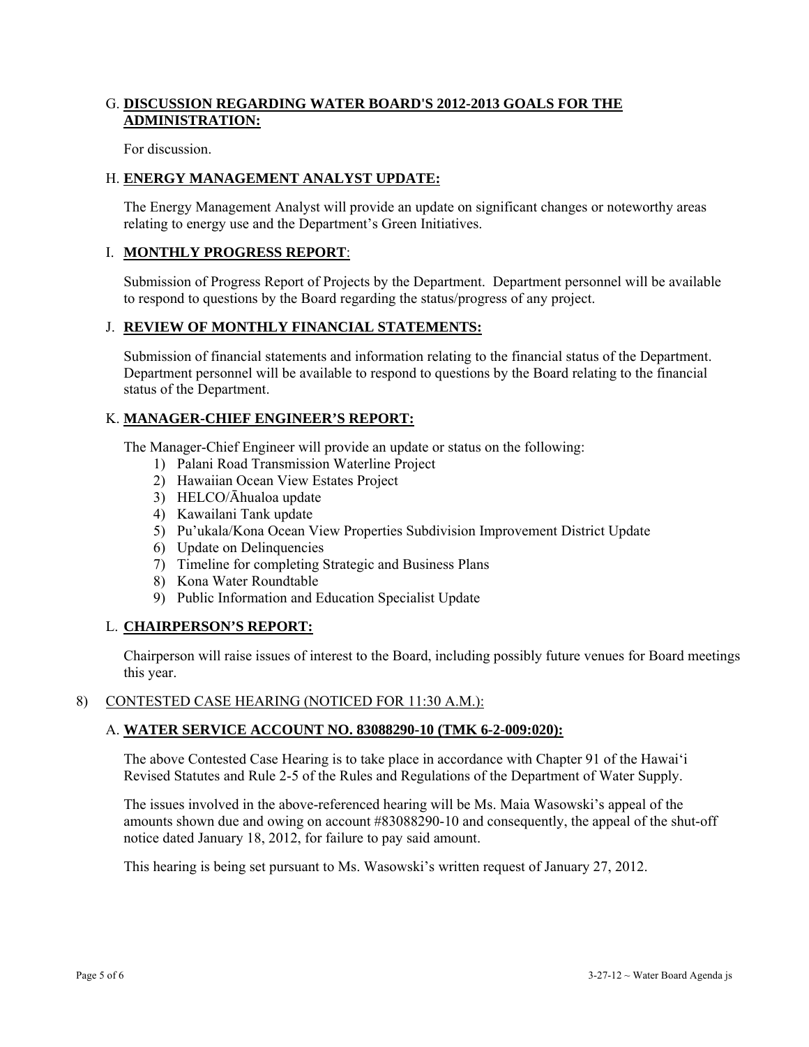G. **DISCUSSION REGARDING WATER BOARD'S 2012-2013 GOALS FOR THE ADMINISTRATION:**

For discussion.

H. **ENERGY MANAGEMENT ANALYST UPDATE:**

The Energy Management Analyst will provide an update on significant changes or noteworthy areas relating to energy use and the Department's Green Initiatives.

I. **MONTHLY PROGRESS REPORT**:

Submission of Progress Report of Projects by the Department. Department personnel will be available to respond to questions by the Board regarding the status/progress of any project.

J. **REVIEW OF MONTHLY FINANCIAL STATEMENTS:**

Submission of financial statements and information relating to the financial status of the Department. Department personnel will be available to respond to questions by the Board relating to the financial status of the Department.

K. **MANAGER-CHIEF ENGINEER'S REPORT:**

The Manager-Chief Engineer will provide an update or status on the following:

1) Palani Road Transmission Waterline Project
2) Hawaiian Ocean View Estates Project
3) HELCO/Āhualoa update
4) Kawailani Tank update
5) Pu'ukala/Kona Ocean View Properties Subdivision Improvement District Update
6) Update on Delinquencies
7) Timeline for completing Strategic and Business Plans
8) Kona Water Roundtable
9) Public Information and Education Specialist Update

L. **CHAIRPERSON'S REPORT:**

Chairperson will raise issues of interest to the Board, including possibly future venues for Board meetings this year.

8) CONTESTED CASE HEARING (NOTICED FOR 11:30 A.M.):

A. **WATER SERVICE ACCOUNT NO. 83088290-10 (TMK 6-2-009:020):**

The above Contested Case Hearing is to take place in accordance with Chapter 91 of the Hawai'i Revised Statutes and Rule 2-5 of the Rules and Regulations of the Department of Water Supply.

The issues involved in the above-referenced hearing will be Ms. Maia Wasowski's appeal of the amounts shown due and owing on account #83088290-10 and consequently, the appeal of the shut-off notice dated January 18, 2012, for failure to pay said amount.

This hearing is being set pursuant to Ms. Wasowski's written request of January 27, 2012.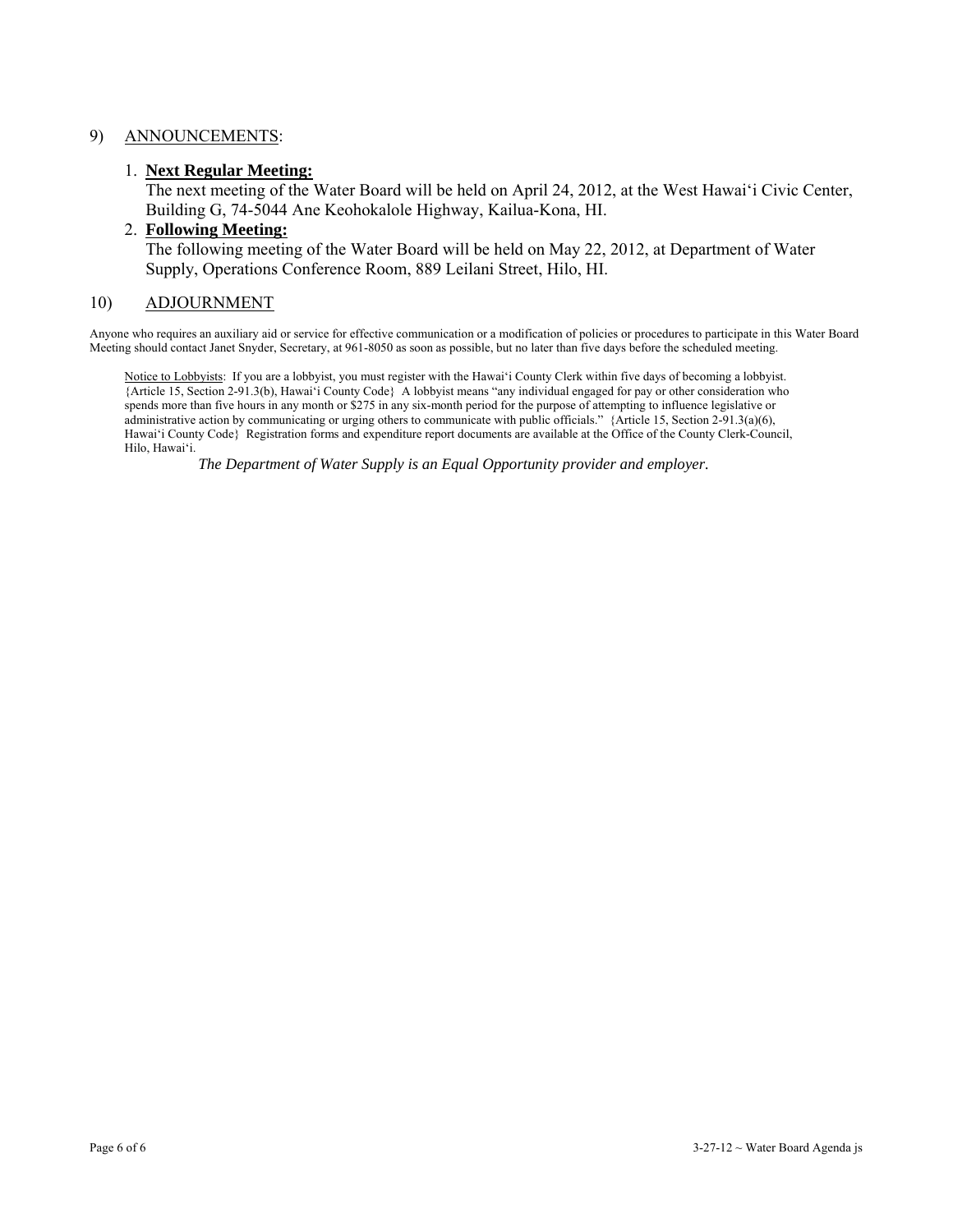9) ANNOUNCEMENTS:

1. **Next Regular Meeting:**
   The next meeting of the Water Board will be held on April 24, 2012, at the West Hawai‘i Civic Center, Building G, 74-5044 Ane Keohokalole Highway, Kailua-Kona, HI.
2. **Following Meeting:**
   The following meeting of the Water Board will be held on May 22, 2012, at Department of Water Supply, Operations Conference Room, 889 Leilani Street, Hilo, HI.

10) ADJOURNMENT

Anyone who requires an auxiliary aid or service for effective communication or a modification of policies or procedures to participate in this Water Board Meeting should contact Janet Snyder, Secretary, at 961-8050 as soon as possible, but no later than five days before the scheduled meeting.

Notice to Lobbyists: If you are a lobbyist, you must register with the Hawai‘i County Clerk within five days of becoming a lobbyist. {Article 15, Section 2-91.3(b), Hawai‘i County Code} A lobbyist means "any individual engaged for pay or other consideration who spends more than five hours in any month or $275 in any six-month period for the purpose of attempting to influence legislative or administrative action by communicating or urging others to communicate with public officials." {Article 15, Section 2-91.3(a)(6), Hawai‘i County Code} Registration forms and expenditure report documents are available at the Office of the County Clerk-Council, Hilo, Hawai‘i.

*The Department of Water Supply is an Equal Opportunity provider and employer.*